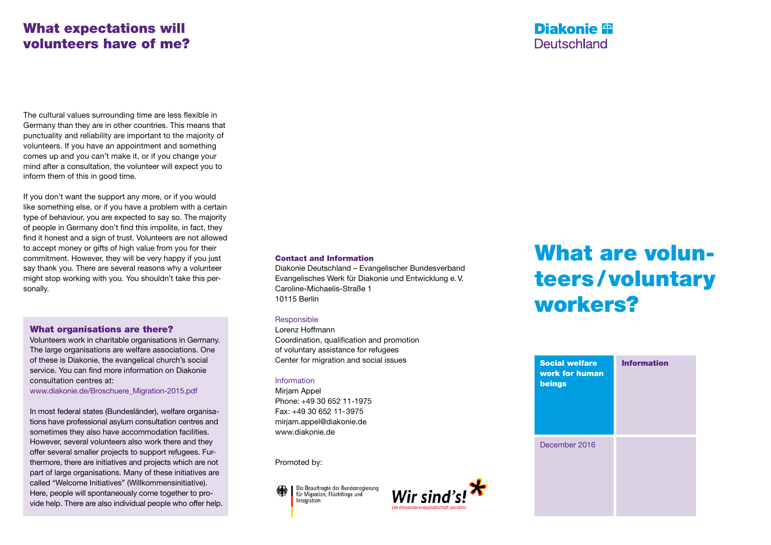## What expectations will volunteers have of me?

The cultural values surrounding time are less flexible in Germany than they are in other countries. This means that punctuality and reliability are important to the majority of volunteers. If you have an appointment and something comes up and you can't make it, or if you change your mind after a consultation, the volunteer will expect you to inform them of this in good time.

If you don't want the support any more, or if you would like something else, or if you have a problem with a certain type of behaviour, you are expected to say so. The majority of people in Germany don't find this impolite, in fact, they find it honest and a sign of trust. Volunteers are not allowed to accept money or gifts of high value from you for their commitment. However, they will be very happy if you just say thank you. There are several reasons why a volunteer might stop working with you. You shouldn't take this personally.

### What organisations are there?

Volunteers work in charitable organisations in Germany. The large organisations are welfare associations. One of these is Diakonie, the evangelical church's social service. You can find more information on Diakonie consultation centres at:
www.diakonie.de/Broschuere_Migration-2015.pdf

In most federal states (Bundesländer), welfare organisations have professional asylum consultation centres and sometimes they also have accommodation facilities. However, several volunteers also work there and they offer several smaller projects to support refugees. Furthermore, there are initiatives and projects which are not part of large organisations. Many of these initiatives are called "Welcome Initiatives" (Willkommensinitiative). Here, people will spontaneously come together to provide help. There are also individual people who offer help.

**Contact and Information**

Diakonie Deutschland – Evangelischer Bundesverband
Evangelisches Werk für Diakonie und Entwicklung e.V.
Caroline-Michaelis-Straße 1
10115 Berlin

Responsible

Lorenz Hoffmann
Coordination, qualification and promotion of voluntary assistance for refugees
Center for migration and social issues

Information

Mirjam Appel
Phone: +49 30 652 11-1975
Fax: +49 30 652 11-3975
mirjam.appel@diakonie.de
www.diakonie.de

Promoted by:

Die Beauftragte der Bundesregierung für Migration, Flüchtlinge und Integration

Wir sind's! Die Einwanderungsgesellschaft gestalten

**Diakonie Deutschland**

# What are volunteers/voluntary workers?

**Social welfare work for human beings**

**Information**

December 2016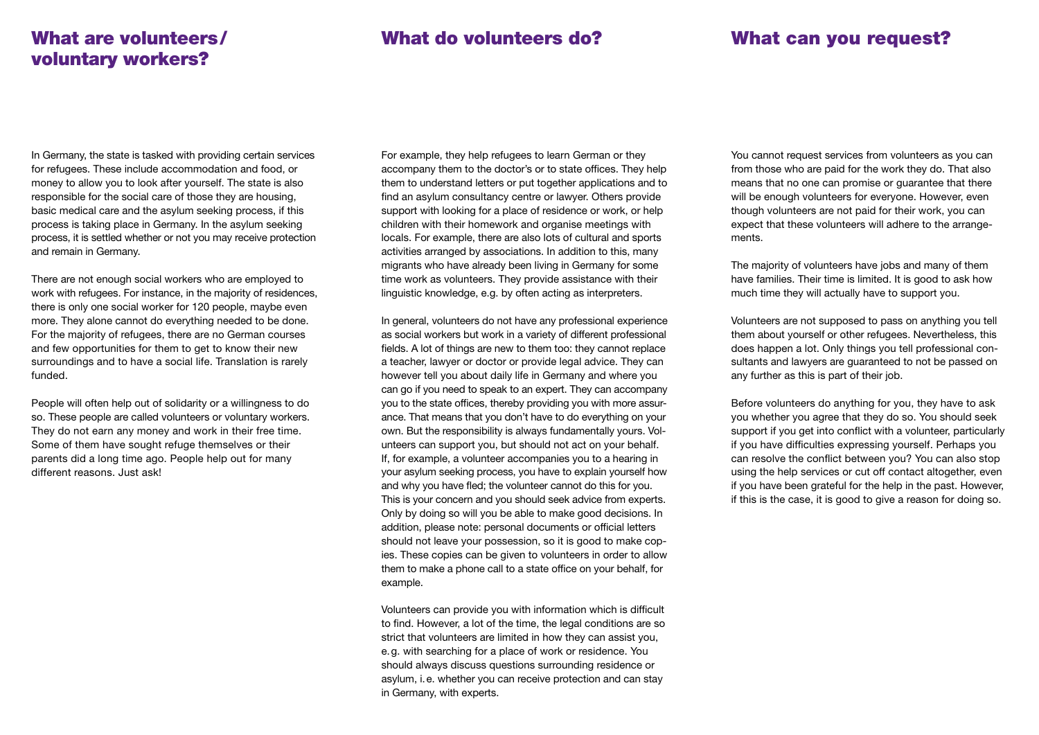## What are volunteers/ voluntary workers?

In Germany, the state is tasked with providing certain services for refugees. These include accommodation and food, or money to allow you to look after yourself. The state is also responsible for the social care of those they are housing, basic medical care and the asylum seeking process, if this process is taking place in Germany. In the asylum seeking process, it is settled whether or not you may receive protection and remain in Germany.

There are not enough social workers who are employed to work with refugees. For instance, in the majority of residences, there is only one social worker for 120 people, maybe even more. They alone cannot do everything needed to be done. For the majority of refugees, there are no German courses and few opportunities for them to get to know their new surroundings and to have a social life. Translation is rarely funded.

People will often help out of solidarity or a willingness to do so. These people are called volunteers or voluntary workers. They do not earn any money and work in their free time. Some of them have sought refuge themselves or their parents did a long time ago. People help out for many different reasons. Just ask!

## What do volunteers do?

For example, they help refugees to learn German or they accompany them to the doctor's or to state offices. They help them to understand letters or put together applications and to find an asylum consultancy centre or lawyer. Others provide support with looking for a place of residence or work, or help children with their homework and organise meetings with locals. For example, there are also lots of cultural and sports activities arranged by associations. In addition to this, many migrants who have already been living in Germany for some time work as volunteers. They provide assistance with their linguistic knowledge, e.g. by often acting as interpreters.

In general, volunteers do not have any professional experience as social workers but work in a variety of different professional fields. A lot of things are new to them too: they cannot replace a teacher, lawyer or doctor or provide legal advice. They can however tell you about daily life in Germany and where you can go if you need to speak to an expert. They can accompany you to the state offices, thereby providing you with more assurance. That means that you don't have to do everything on your own. But the responsibility is always fundamentally yours. Volunteers can support you, but should not act on your behalf. If, for example, a volunteer accompanies you to a hearing in your asylum seeking process, you have to explain yourself how and why you have fled; the volunteer cannot do this for you. This is your concern and you should seek advice from experts. Only by doing so will you be able to make good decisions. In addition, please note: personal documents or official letters should not leave your possession, so it is good to make copies. These copies can be given to volunteers in order to allow them to make a phone call to a state office on your behalf, for example.

Volunteers can provide you with information which is difficult to find. However, a lot of the time, the legal conditions are so strict that volunteers are limited in how they can assist you, e.g. with searching for a place of work or residence. You should always discuss questions surrounding residence or asylum, i.e. whether you can receive protection and can stay in Germany, with experts.

## What can you request?

You cannot request services from volunteers as you can from those who are paid for the work they do. That also means that no one can promise or guarantee that there will be enough volunteers for everyone. However, even though volunteers are not paid for their work, you can expect that these volunteers will adhere to the arrangements.

The majority of volunteers have jobs and many of them have families. Their time is limited. It is good to ask how much time they will actually have to support you.

Volunteers are not supposed to pass on anything you tell them about yourself or other refugees. Nevertheless, this does happen a lot. Only things you tell professional consultants and lawyers are guaranteed to not be passed on any further as this is part of their job.

Before volunteers do anything for you, they have to ask you whether you agree that they do so. You should seek support if you get into conflict with a volunteer, particularly if you have difficulties expressing yourself. Perhaps you can resolve the conflict between you? You can also stop using the help services or cut off contact altogether, even if you have been grateful for the help in the past. However, if this is the case, it is good to give a reason for doing so.